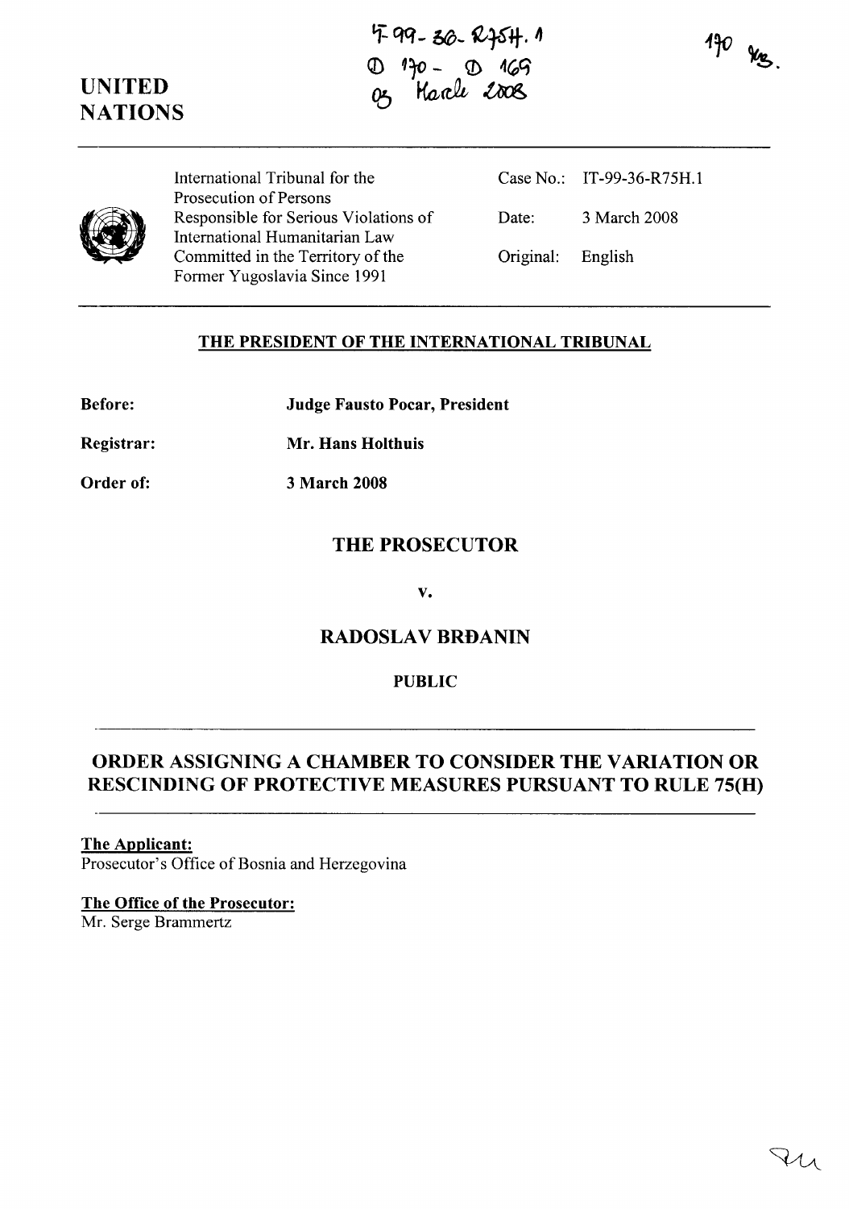IT-99-36-R75H.1
D 170 - D 169
03 March 2008

170 ...

**UNITED NATIONS**

International Tribunal for the Prosecution of Persons Responsible for Serious Violations of International Humanitarian Law Committed in the Territory of the Former Yugoslavia Since 1991

Case No.: IT-99-36-R75H.1

Date: 3 March 2008

Original: English

**THE PRESIDENT OF THE INTERNATIONAL TRIBUNAL**

**Before:** **Judge Fausto Pocar, President**

**Registrar:** **Mr. Hans Holthuis**

**Order of:** **3 March 2008**

## THE PROSECUTOR

**v.**

## RADOSLAV BRĐANIN

**PUBLIC**

## ORDER ASSIGNING A CHAMBER TO CONSIDER THE VARIATION OR RESCINDING OF PROTECTIVE MEASURES PURSUANT TO RULE 75(H)

**The Applicant:**
Prosecutor's Office of Bosnia and Herzegovina

**The Office of the Prosecutor:**
Mr. Serge Brammertz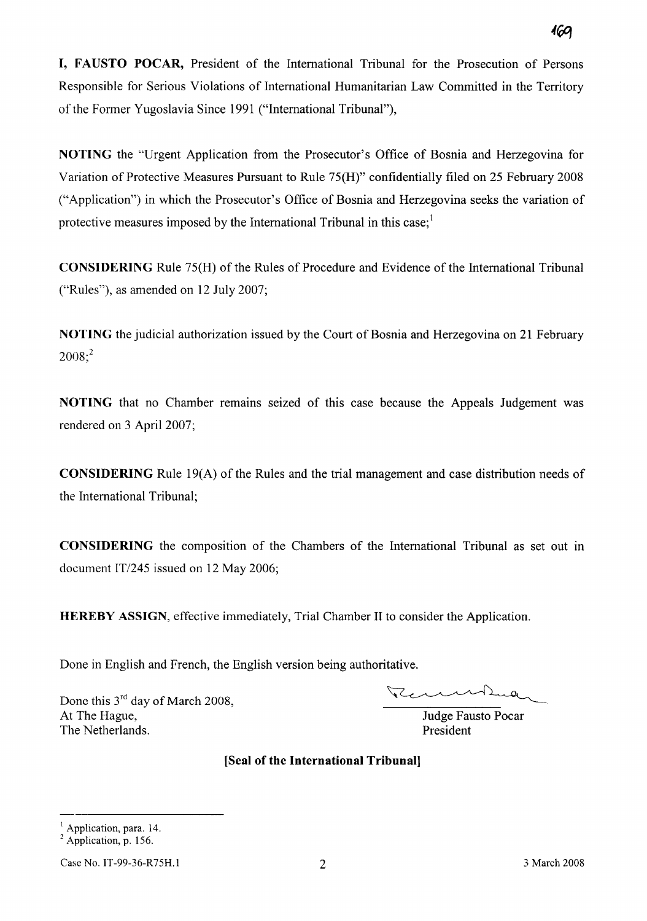**I, FAUSTO POCAR,** President of the International Tribunal for the Prosecution of Persons Responsible for Serious Violations of International Humanitarian Law Committed in the Territory of the Former Yugoslavia Since 1991 ("International Tribunal"),

**NOTING** the "Urgent Application from the Prosecutor's Office of Bosnia and Herzegovina for Variation of Protective Measures Pursuant to Rule 75(H)" confidentially filed on 25 February 2008 ("Application") in which the Prosecutor's Office of Bosnia and Herzegovina seeks the variation of protective measures imposed by the International Tribunal in this case;[1]

**CONSIDERING** Rule 75(H) of the Rules of Procedure and Evidence of the International Tribunal ("Rules"), as amended on 12 July 2007;

**NOTING** the judicial authorization issued by the Court of Bosnia and Herzegovina on 21 February 2008;[2]

**NOTING** that no Chamber remains seized of this case because the Appeals Judgement was rendered on 3 April 2007;

**CONSIDERING** Rule 19(A) of the Rules and the trial management and case distribution needs of the International Tribunal;

**CONSIDERING** the composition of the Chambers of the International Tribunal as set out in document IT/245 issued on 12 May 2006;

**HEREBY ASSIGN**, effective immediately, Trial Chamber II to consider the Application.

Done in English and French, the English version being authoritative.

Done this 3rd day of March 2008,
At The Hague,
The Netherlands.

Judge Fausto Pocar
President

**[Seal of the International Tribunal]**

---

[1] Application, para. 14.
[2] Application, p. 156.

Case No. IT-99-36-R75H.1 — 3 March 2008